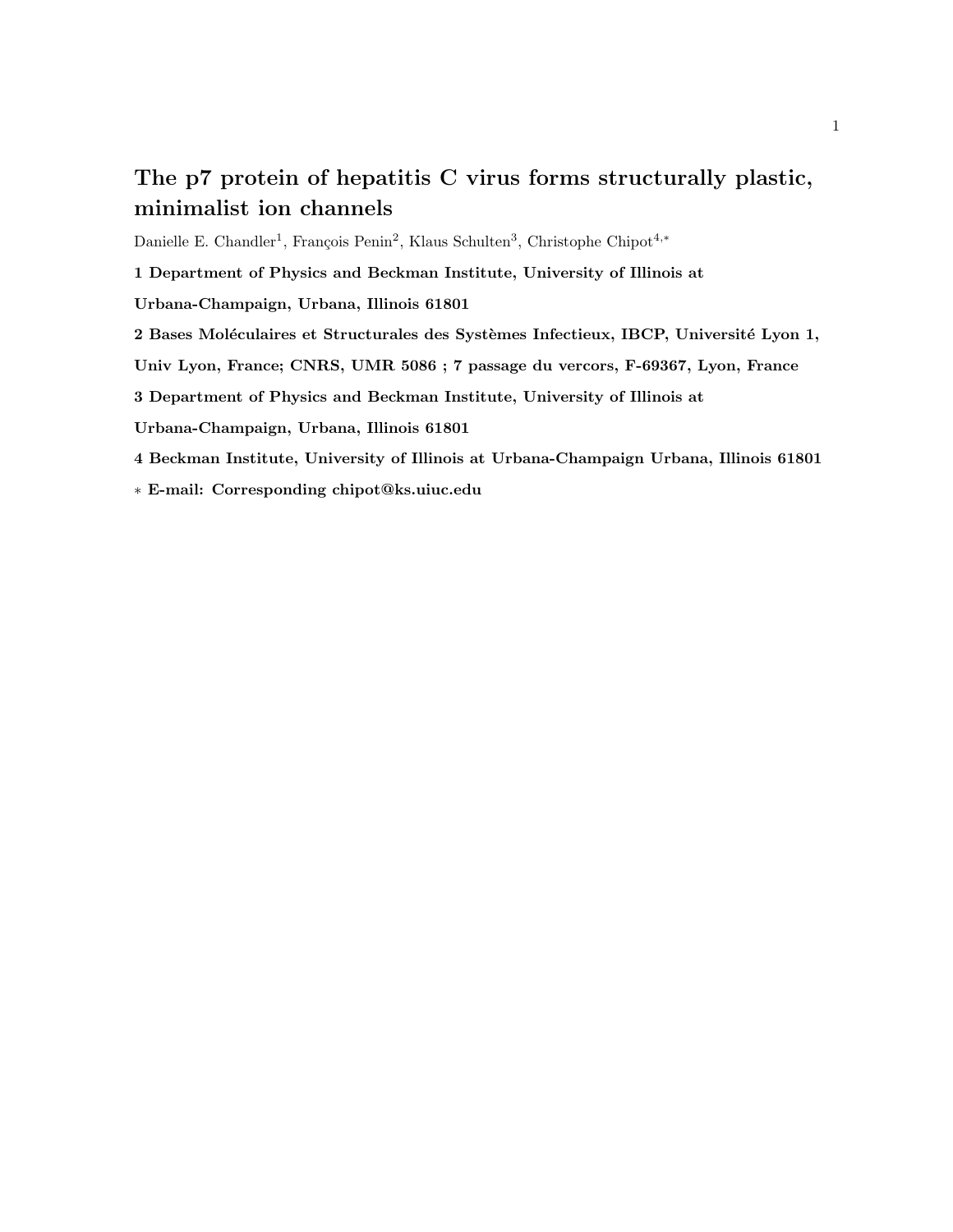# The p7 protein of hepatitis C virus forms structurally plastic, minimalist ion channels

Danielle E. Chandler[1], François Penin[2], Klaus Schulten[3], Christophe Chipot[4,*]

**1 Department of Physics and Beckman Institute, University of Illinois at Urbana-Champaign, Urbana, Illinois 61801**

**2 Bases Moléculaires et Structurales des Systèmes Infectieux, IBCP, Université Lyon 1, Univ Lyon, France; CNRS, UMR 5086 ; 7 passage du vercors, F-69367, Lyon, France**

**3 Department of Physics and Beckman Institute, University of Illinois at Urbana-Champaign, Urbana, Illinois 61801**

**4 Beckman Institute, University of Illinois at Urbana-Champaign Urbana, Illinois 61801**

**\* E-mail: Corresponding chipot@ks.uiuc.edu**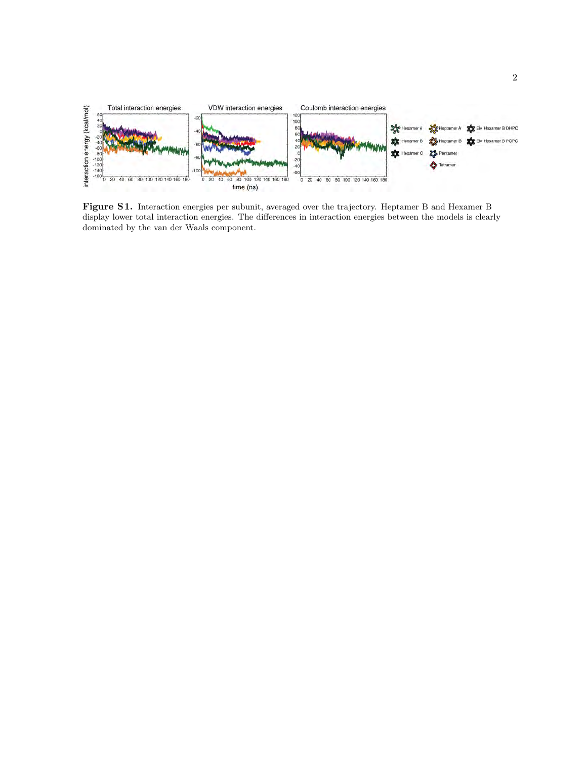**Figure S1.** Interaction energies per subunit, averaged over the trajectory. Heptamer B and Hexamer B display lower total interaction energies. The differences in interaction energies between the models is clearly dominated by the van der Waals component.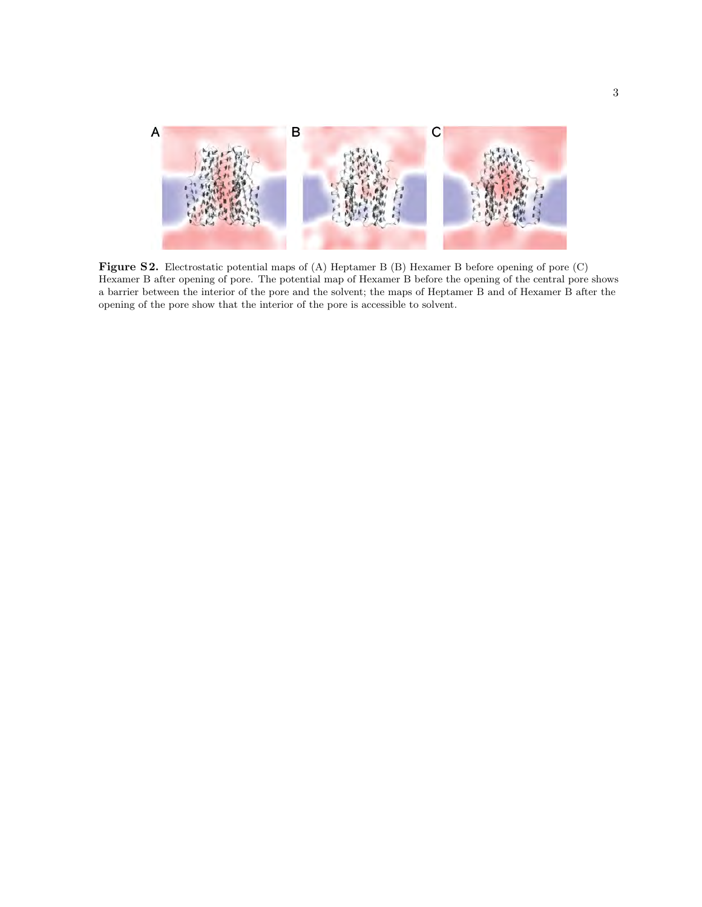**Figure S2.** Electrostatic potential maps of (A) Heptamer B (B) Hexamer B before opening of pore (C) Hexamer B after opening of pore. The potential map of Hexamer B before the opening of the central pore shows a barrier between the interior of the pore and the solvent; the maps of Heptamer B and of Hexamer B after the opening of the pore show that the interior of the pore is accessible to solvent.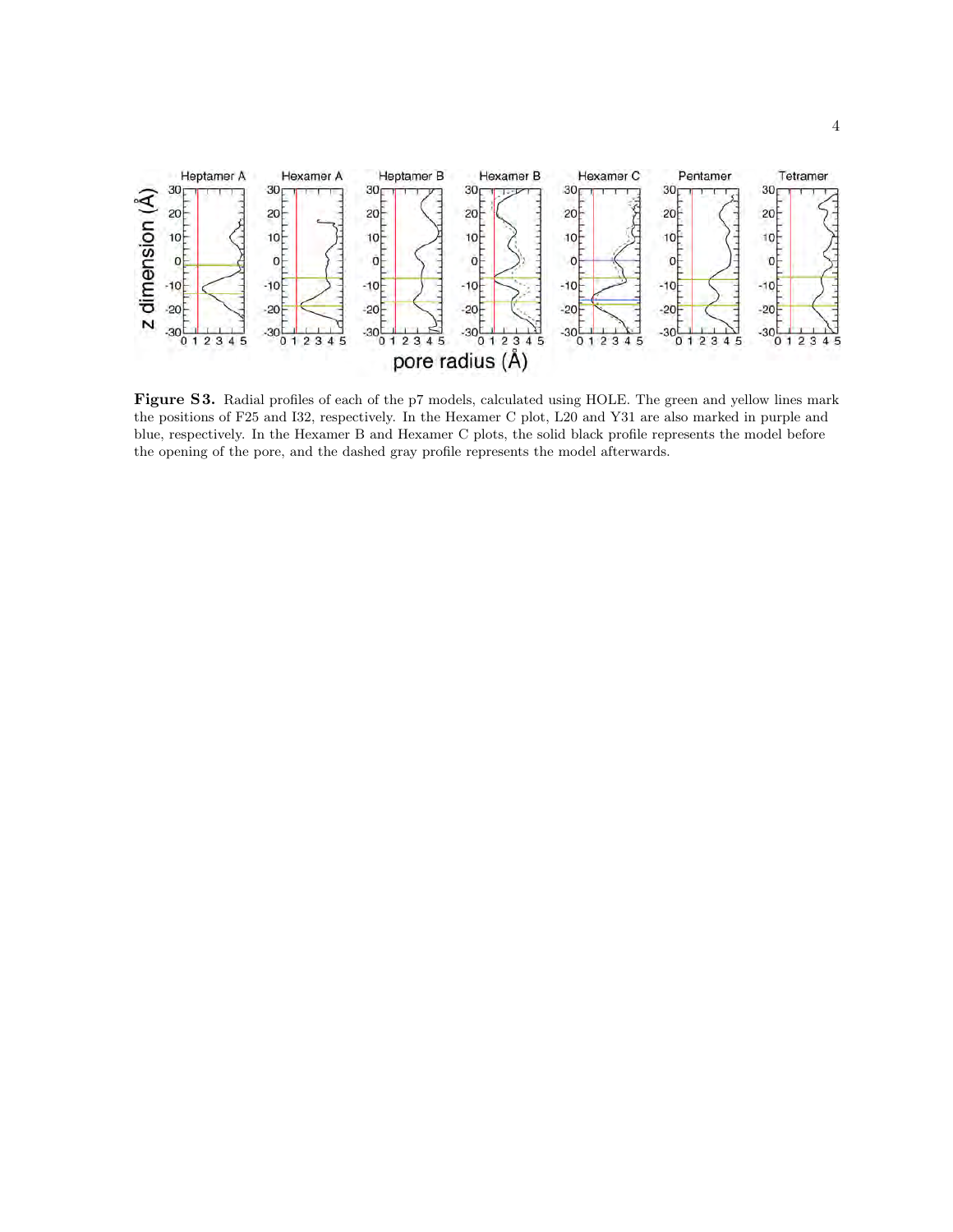**Figure S3.** Radial profiles of each of the p7 models, calculated using HOLE. The green and yellow lines mark the positions of F25 and I32, respectively. In the Hexamer C plot, L20 and Y31 are also marked in purple and blue, respectively. In the Hexamer B and Hexamer C plots, the solid black profile represents the model before the opening of the pore, and the dashed gray profile represents the model afterwards.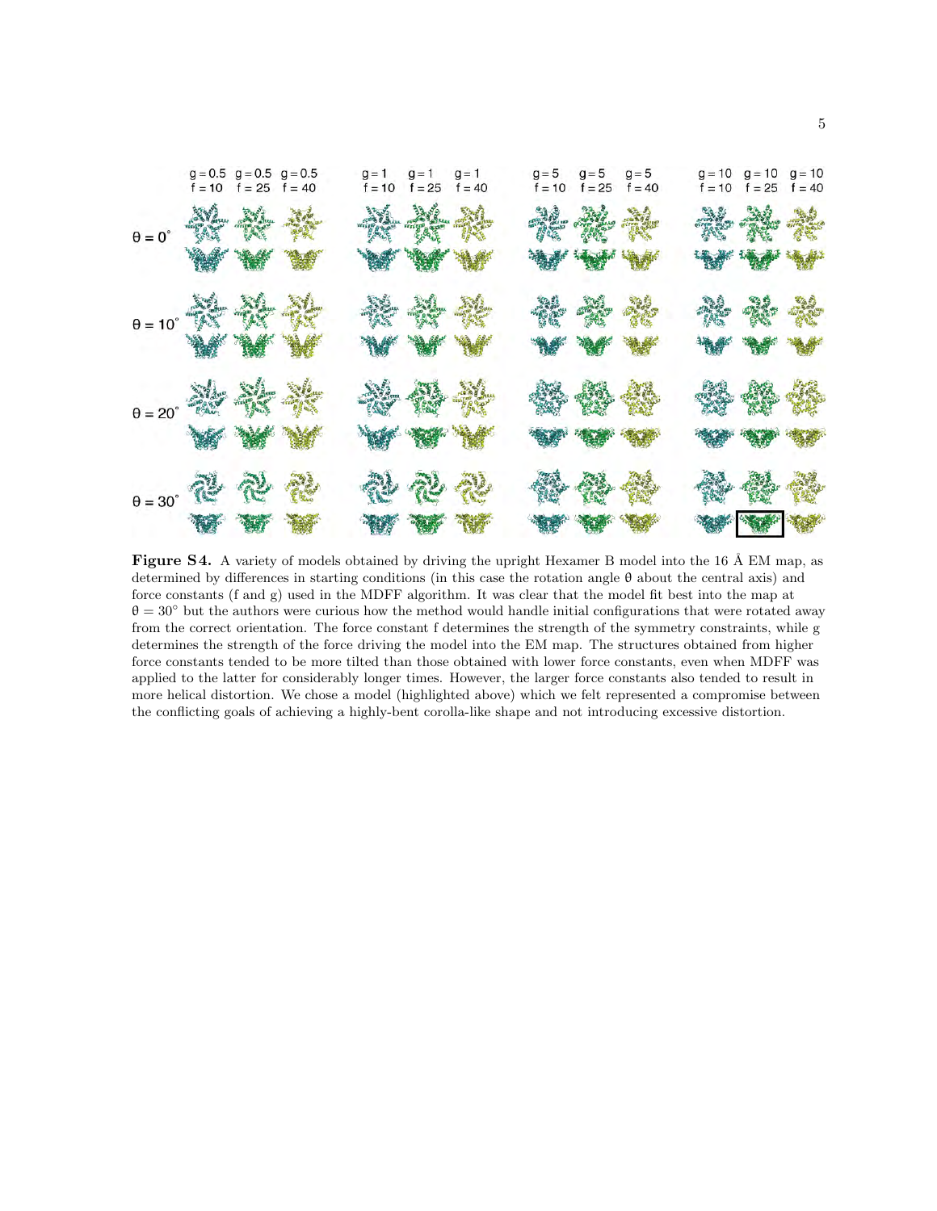**Figure S4.** A variety of models obtained by driving the upright Hexamer B model into the 16 Å EM map, as determined by differences in starting conditions (in this case the rotation angle θ about the central axis) and force constants (f and g) used in the MDFF algorithm. It was clear that the model fit best into the map at θ = 30° but the authors were curious how the method would handle initial configurations that were rotated away from the correct orientation. The force constant f determines the strength of the symmetry constraints, while g determines the strength of the force driving the model into the EM map. The structures obtained from higher force constants tended to be more tilted than those obtained with lower force constants, even when MDFF was applied to the latter for considerably longer times. However, the larger force constants also tended to result in more helical distortion. We chose a model (highlighted above) which we felt represented a compromise between the conflicting goals of achieving a highly-bent corolla-like shape and not introducing excessive distortion.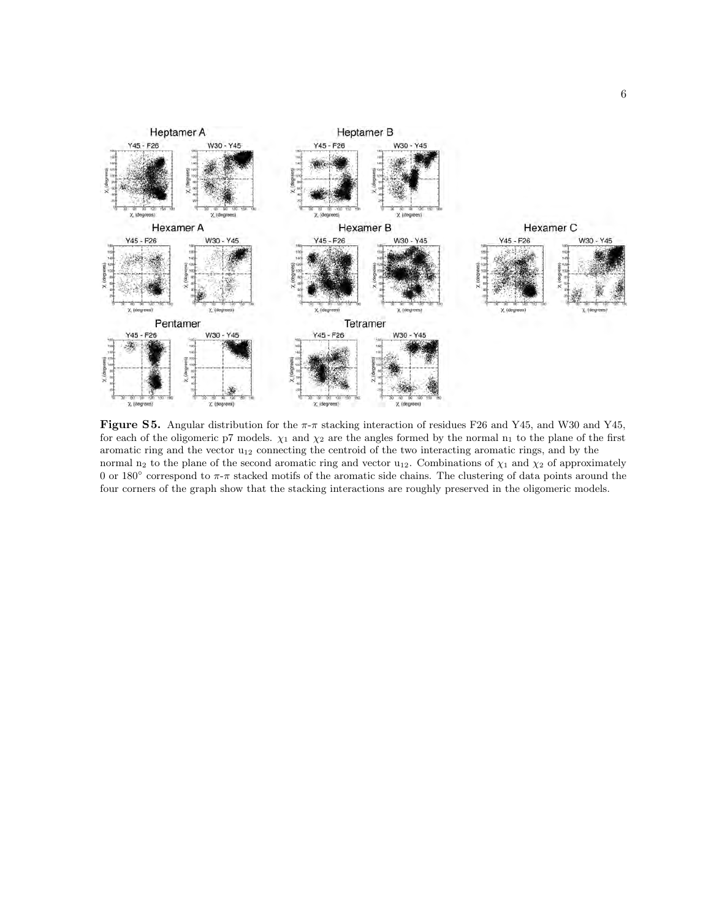**Figure S5.** Angular distribution for the π-π stacking interaction of residues F26 and Y45, and W30 and Y45, for each of the oligomeric p7 models. $\chi_1$ and $\chi_2$ are the angles formed by the normal $n_1$ to the plane of the first aromatic ring and the vector $u_{12}$ connecting the centroid of the two interacting aromatic rings, and by the normal $n_2$ to the plane of the second aromatic ring and vector $u_{12}$. Combinations of $\chi_1$ and $\chi_2$ of approximately 0 or 180° correspond to π-π stacked motifs of the aromatic side chains. The clustering of data points around the four corners of the graph show that the stacking interactions are roughly preserved in the oligomeric models.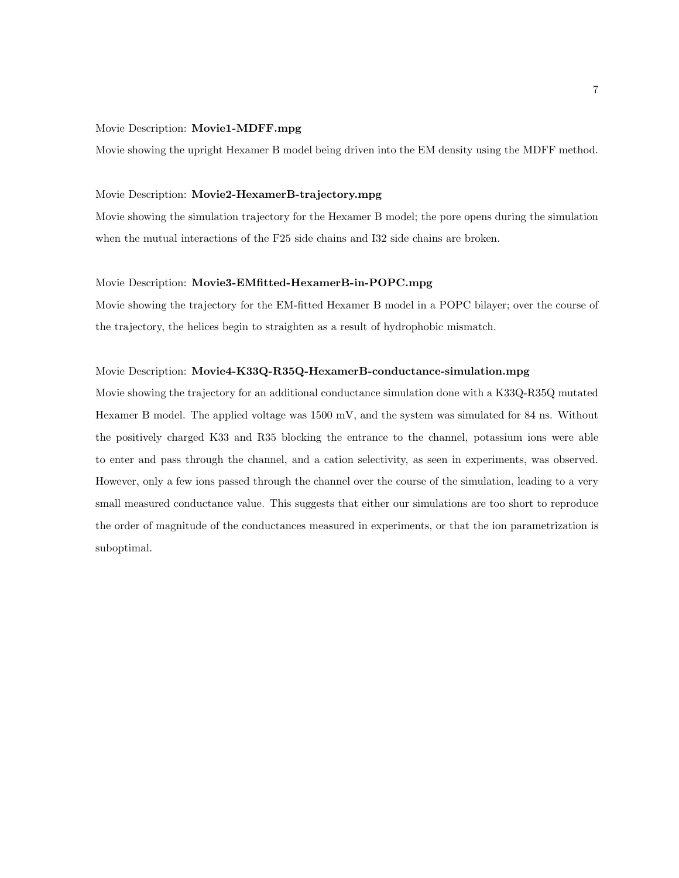Movie Description: **Movie1-MDFF.mpg**

Movie showing the upright Hexamer B model being driven into the EM density using the MDFF method.

Movie Description: **Movie2-HexamerB-trajectory.mpg**

Movie showing the simulation trajectory for the Hexamer B model; the pore opens during the simulation when the mutual interactions of the F25 side chains and I32 side chains are broken.

Movie Description: **Movie3-EMfitted-HexamerB-in-POPC.mpg**

Movie showing the trajectory for the EM-fitted Hexamer B model in a POPC bilayer; over the course of the trajectory, the helices begin to straighten as a result of hydrophobic mismatch.

Movie Description: **Movie4-K33Q-R35Q-HexamerB-conductance-simulation.mpg**

Movie showing the trajectory for an additional conductance simulation done with a K33Q-R35Q mutated Hexamer B model. The applied voltage was 1500 mV, and the system was simulated for 84 ns. Without the positively charged K33 and R35 blocking the entrance to the channel, potassium ions were able to enter and pass through the channel, and a cation selectivity, as seen in experiments, was observed. However, only a few ions passed through the channel over the course of the simulation, leading to a very small measured conductance value. This suggests that either our simulations are too short to reproduce the order of magnitude of the conductances measured in experiments, or that the ion parametrization is suboptimal.